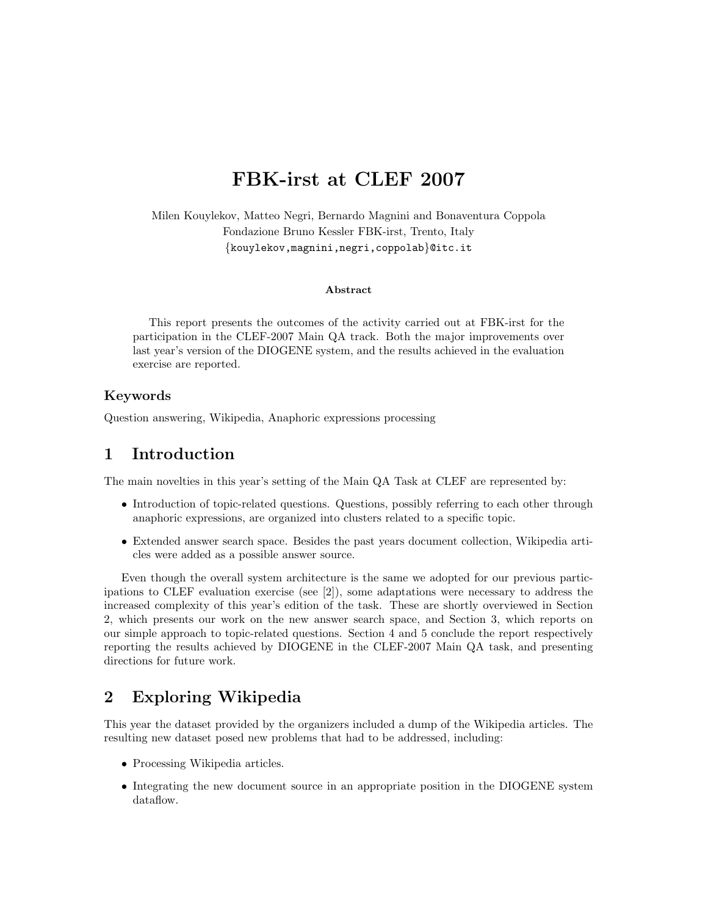# FBK-irst at CLEF 2007

Milen Kouylekov, Matteo Negri, Bernardo Magnini and Bonaventura Coppola
Fondazione Bruno Kessler FBK-irst, Trento, Italy
{kouylekov,magnini,negri,coppolab}@itc.it

**Abstract**

This report presents the outcomes of the activity carried out at FBK-irst for the participation in the CLEF-2007 Main QA track. Both the major improvements over last year's version of the DIOGENE system, and the results achieved in the evaluation exercise are reported.

### Keywords

Question answering, Wikipedia, Anaphoric expressions processing

## 1 Introduction

The main novelties in this year's setting of the Main QA Task at CLEF are represented by:

- Introduction of topic-related questions. Questions, possibly referring to each other through anaphoric expressions, are organized into clusters related to a specific topic.
- Extended answer search space. Besides the past years document collection, Wikipedia articles were added as a possible answer source.

Even though the overall system architecture is the same we adopted for our previous participations to CLEF evaluation exercise (see [2]), some adaptations were necessary to address the increased complexity of this year's edition of the task. These are shortly overviewed in Section 2, which presents our work on the new answer search space, and Section 3, which reports on our simple approach to topic-related questions. Section 4 and 5 conclude the report respectively reporting the results achieved by DIOGENE in the CLEF-2007 Main QA task, and presenting directions for future work.

## 2 Exploring Wikipedia

This year the dataset provided by the organizers included a dump of the Wikipedia articles. The resulting new dataset posed new problems that had to be addressed, including:

- Processing Wikipedia articles.
- Integrating the new document source in an appropriate position in the DIOGENE system dataflow.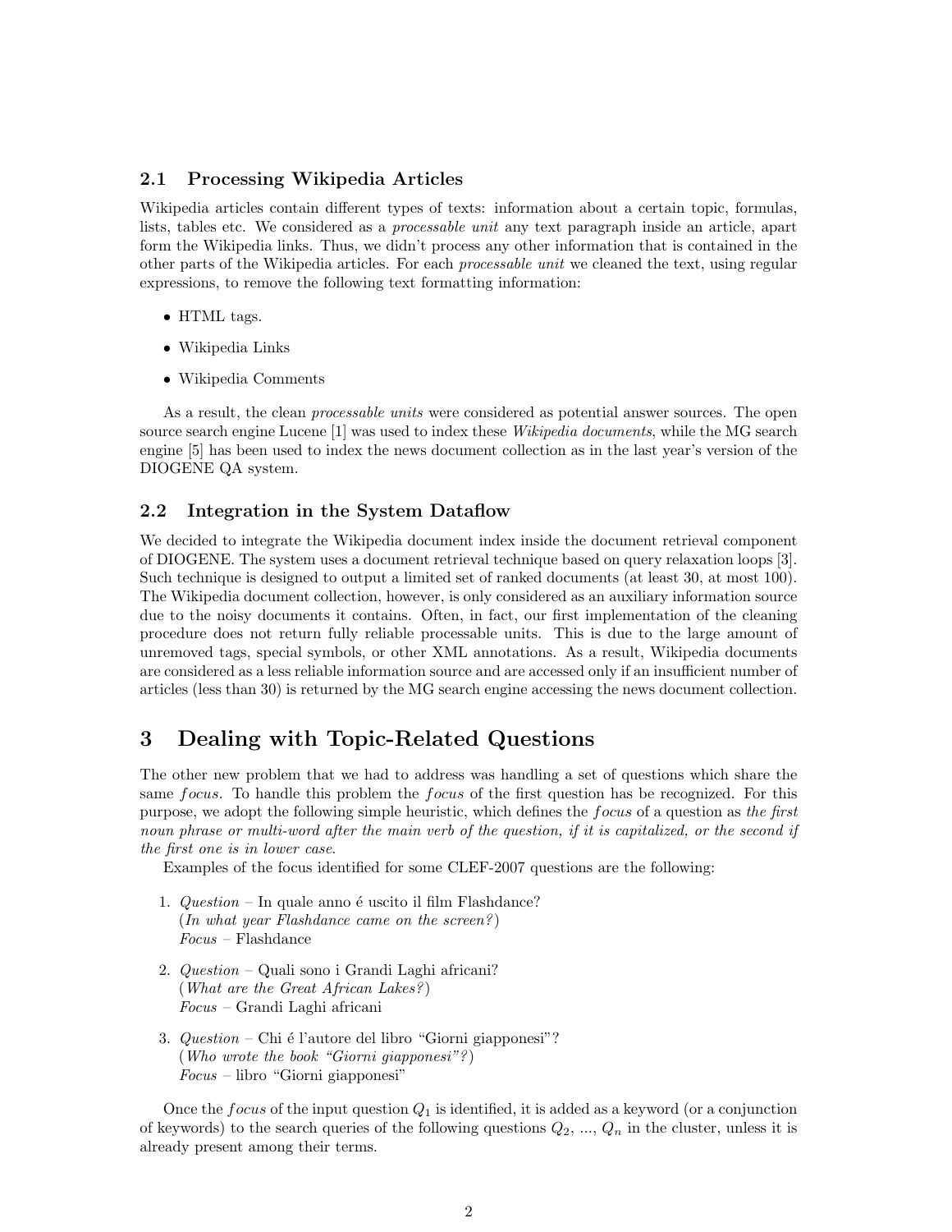### 2.1 Processing Wikipedia Articles

Wikipedia articles contain different types of texts: information about a certain topic, formulas, lists, tables etc. We considered as a *processable unit* any text paragraph inside an article, apart form the Wikipedia links. Thus, we didn't process any other information that is contained in the other parts of the Wikipedia articles. For each *processable unit* we cleaned the text, using regular expressions, to remove the following text formatting information:

- HTML tags.
- Wikipedia Links
- Wikipedia Comments

As a result, the clean *processable units* were considered as potential answer sources. The open source search engine Lucene [1] was used to index these *Wikipedia documents*, while the MG search engine [5] has been used to index the news document collection as in the last year's version of the DIOGENE QA system.

### 2.2 Integration in the System Dataflow

We decided to integrate the Wikipedia document index inside the document retrieval component of DIOGENE. The system uses a document retrieval technique based on query relaxation loops [3]. Such technique is designed to output a limited set of ranked documents (at least 30, at most 100). The Wikipedia document collection, however, is only considered as an auxiliary information source due to the noisy documents it contains. Often, in fact, our first implementation of the cleaning procedure does not return fully reliable processable units. This is due to the large amount of unremoved tags, special symbols, or other XML annotations. As a result, Wikipedia documents are considered as a less reliable information source and are accessed only if an insufficient number of articles (less than 30) is returned by the MG search engine accessing the news document collection.

## 3 Dealing with Topic-Related Questions

The other new problem that we had to address was handling a set of questions which share the same $focus$. To handle this problem the $focus$ of the first question has be recognized. For this purpose, we adopt the following simple heuristic, which defines the $focus$ of a question as *the first noun phrase or multi-word after the main verb of the question, if it is capitalized, or the second if the first one is in lower case.*

Examples of the focus identified for some CLEF-2007 questions are the following:

1. *Question* – In quale anno é uscito il film Flashdance?
   (*In what year Flashdance came on the screen?*)
   *Focus* – Flashdance
2. *Question* – Quali sono i Grandi Laghi africani?
   (*What are the Great African Lakes?*)
   *Focus* – Grandi Laghi africani
3. *Question* – Chi é l'autore del libro "Giorni giapponesi"?
   (*Who wrote the book "Giorni giapponesi"?*)
   *Focus* – libro "Giorni giapponesi"

Once the $focus$ of the input question $Q_1$ is identified, it is added as a keyword (or a conjunction of keywords) to the search queries of the following questions $Q_2$, ..., $Q_n$ in the cluster, unless it is already present among their terms.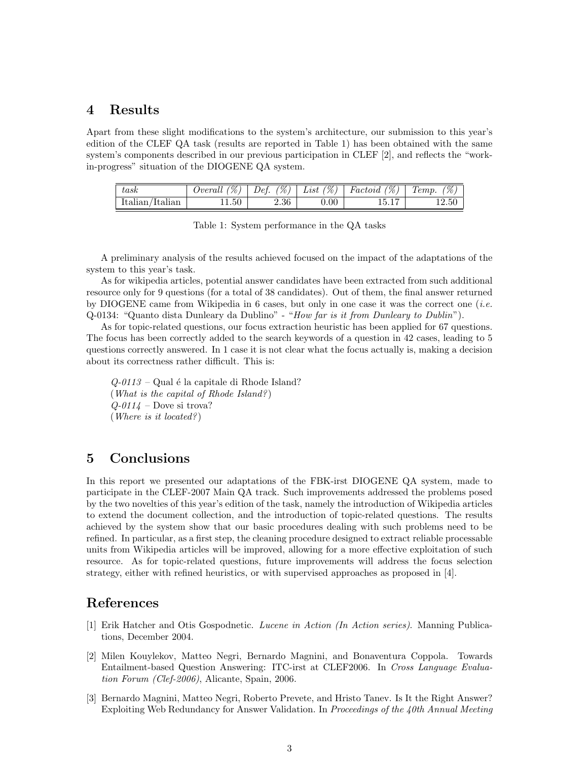## 4 Results

Apart from these slight modifications to the system's architecture, our submission to this year's edition of the CLEF QA task (results are reported in Table 1) has been obtained with the same system's components described in our previous participation in CLEF [2], and reflects the "work-in-progress" situation of the DIOGENE QA system.

| *task* | *Overall (%)* | *Def. (%)* | *List (%)* | *Factoid (%)* | *Temp. (%)* |
|---|---|---|---|---|---|
| Italian/Italian | 11.50 | 2.36 | 0.00 | 15.17 | 12.50 |

Table 1: System performance in the QA tasks

A preliminary analysis of the results achieved focused on the impact of the adaptations of the system to this year's task.

As for wikipedia articles, potential answer candidates have been extracted from such additional resource only for 9 questions (for a total of 38 candidates). Out of them, the final answer returned by DIOGENE came from Wikipedia in 6 cases, but only in one case it was the correct one (*i.e.* Q-0134: "Quanto dista Dunleary da Dublino" - "*How far is it from Dunleary to Dublin*").

As for topic-related questions, our focus extraction heuristic has been applied for 67 questions. The focus has been correctly added to the search keywords of a question in 42 cases, leading to 5 questions correctly answered. In 1 case it is not clear what the focus actually is, making a decision about its correctness rather difficult. This is:

*Q-0113* – Qual é la capitale di Rhode Island?
(*What is the capital of Rhode Island?*)
*Q-0114* – Dove si trova?
(*Where is it located?*)

## 5 Conclusions

In this report we presented our adaptations of the FBK-irst DIOGENE QA system, made to participate in the CLEF-2007 Main QA track. Such improvements addressed the problems posed by the two novelties of this year's edition of the task, namely the introduction of Wikipedia articles to extend the document collection, and the introduction of topic-related questions. The results achieved by the system show that our basic procedures dealing with such problems need to be refined. In particular, as a first step, the cleaning procedure designed to extract reliable processable units from Wikipedia articles will be improved, allowing for a more effective exploitation of such resource. As for topic-related questions, future improvements will address the focus selection strategy, either with refined heuristics, or with supervised approaches as proposed in [4].

## References

[1] Erik Hatcher and Otis Gospodnetic. *Lucene in Action (In Action series)*. Manning Publications, December 2004.

[2] Milen Kouylekov, Matteo Negri, Bernardo Magnini, and Bonaventura Coppola. Towards Entailment-based Question Answering: ITC-irst at CLEF2006. In *Cross Language Evaluation Forum (Clef-2006)*, Alicante, Spain, 2006.

[3] Bernardo Magnini, Matteo Negri, Roberto Prevete, and Hristo Tanev. Is It the Right Answer? Exploiting Web Redundancy for Answer Validation. In *Proceedings of the 40th Annual Meeting*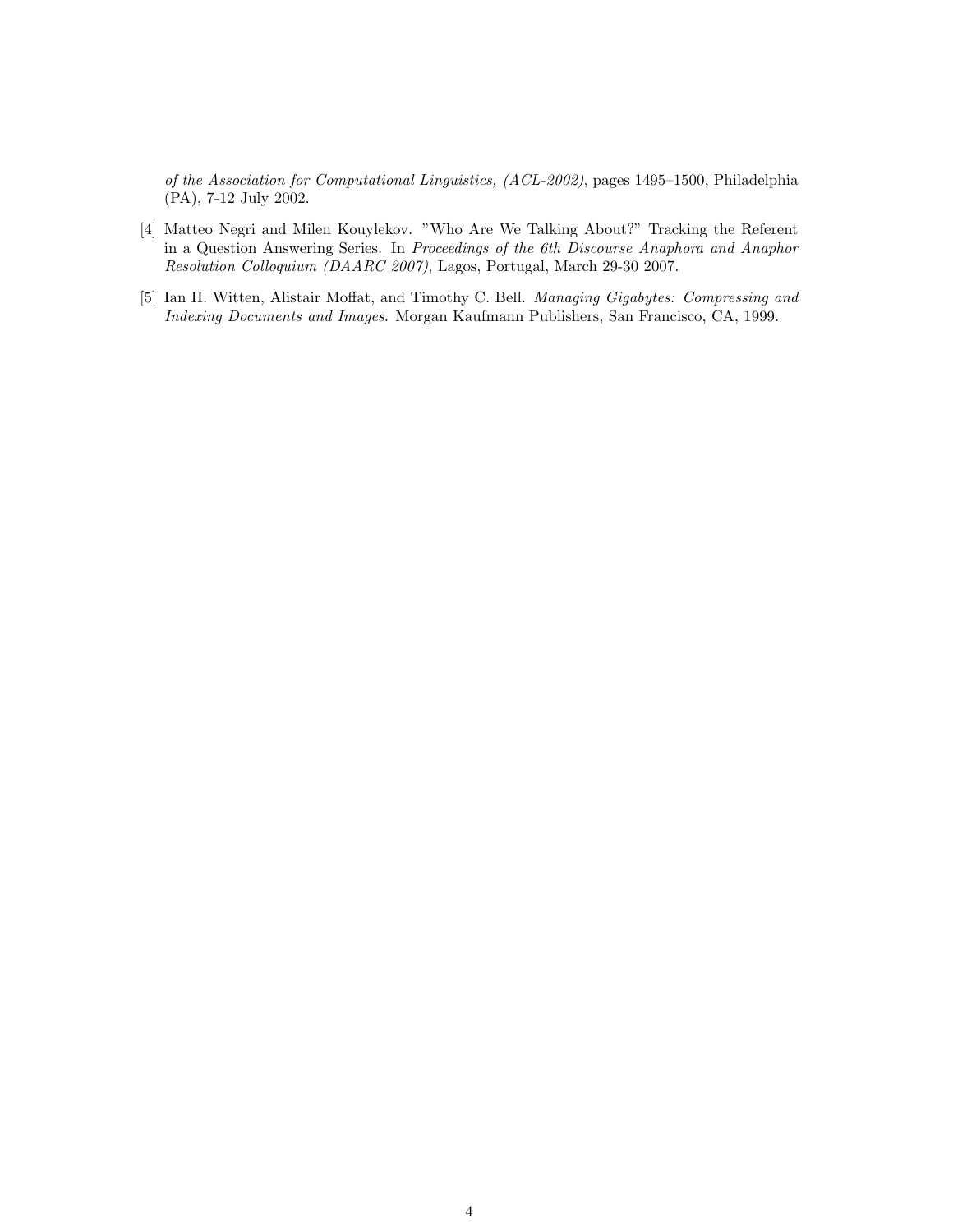*of the Association for Computational Linguistics, (ACL-2002)*, pages 1495–1500, Philadelphia (PA), 7-12 July 2002.

[4] Matteo Negri and Milen Kouylekov. "Who Are We Talking About?" Tracking the Referent in a Question Answering Series. In *Proceedings of the 6th Discourse Anaphora and Anaphor Resolution Colloquium (DAARC 2007)*, Lagos, Portugal, March 29-30 2007.

[5] Ian H. Witten, Alistair Moffat, and Timothy C. Bell. *Managing Gigabytes: Compressing and Indexing Documents and Images*. Morgan Kaufmann Publishers, San Francisco, CA, 1999.